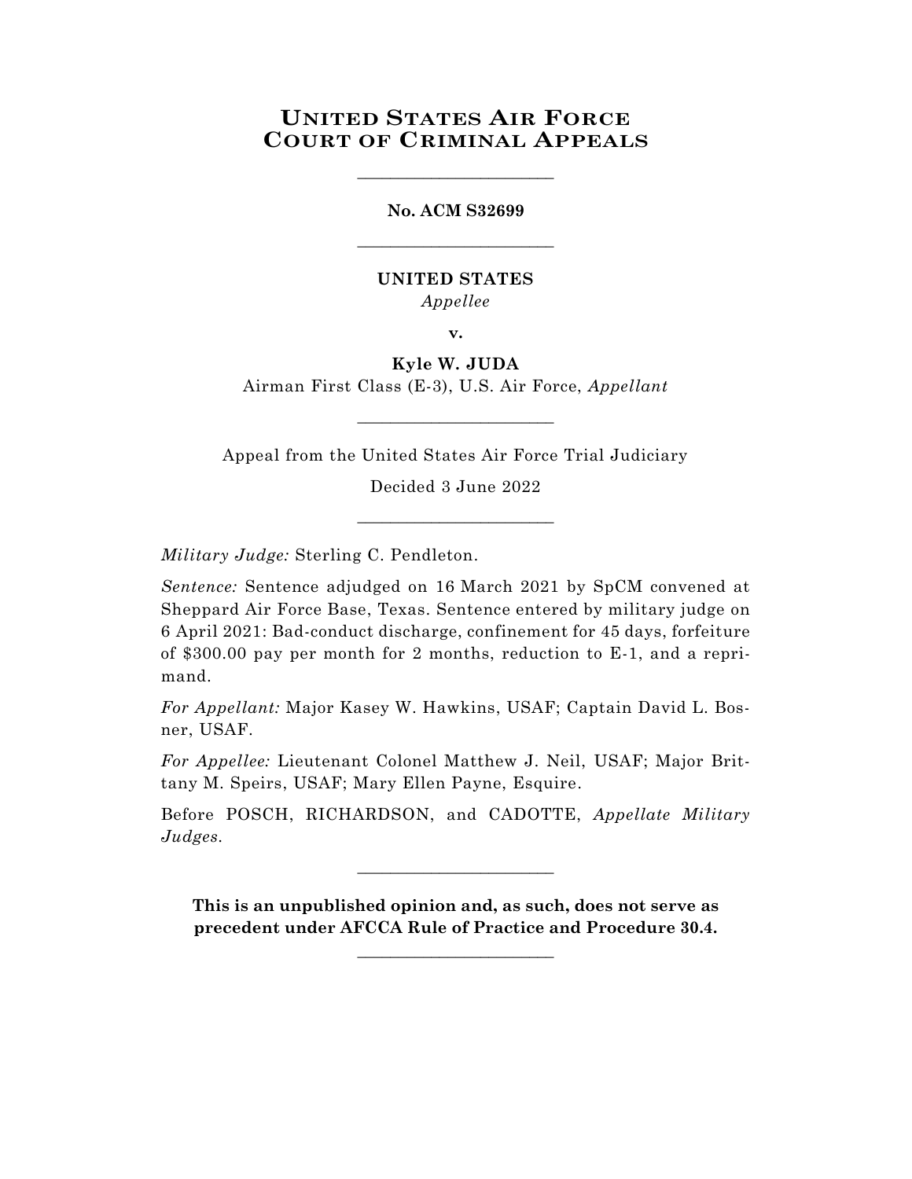# UNITED STATES AIR FORCE COURT OF CRIMINAL APPEALS

________________________

**No. ACM S32699**

________________________

**UNITED STATES**

*Appellee*

**v.**

**Kyle W. JUDA**

Airman First Class (E-3), U.S. Air Force, *Appellant*

________________________

Appeal from the United States Air Force Trial Judiciary

Decided 3 June 2022

________________________

*Military Judge:* Sterling C. Pendleton.

*Sentence:* Sentence adjudged on 16 March 2021 by SpCM convened at Sheppard Air Force Base, Texas. Sentence entered by military judge on 6 April 2021: Bad-conduct discharge, confinement for 45 days, forfeiture of $300.00 pay per month for 2 months, reduction to E-1, and a reprimand.

*For Appellant:* Major Kasey W. Hawkins, USAF; Captain David L. Bosner, USAF.

*For Appellee:* Lieutenant Colonel Matthew J. Neil, USAF; Major Brittany M. Speirs, USAF; Mary Ellen Payne, Esquire.

Before POSCH, RICHARDSON, and CADOTTE, *Appellate Military Judges*.

________________________

**This is an unpublished opinion and, as such, does not serve as precedent under AFCCA Rule of Practice and Procedure 30.4.**

________________________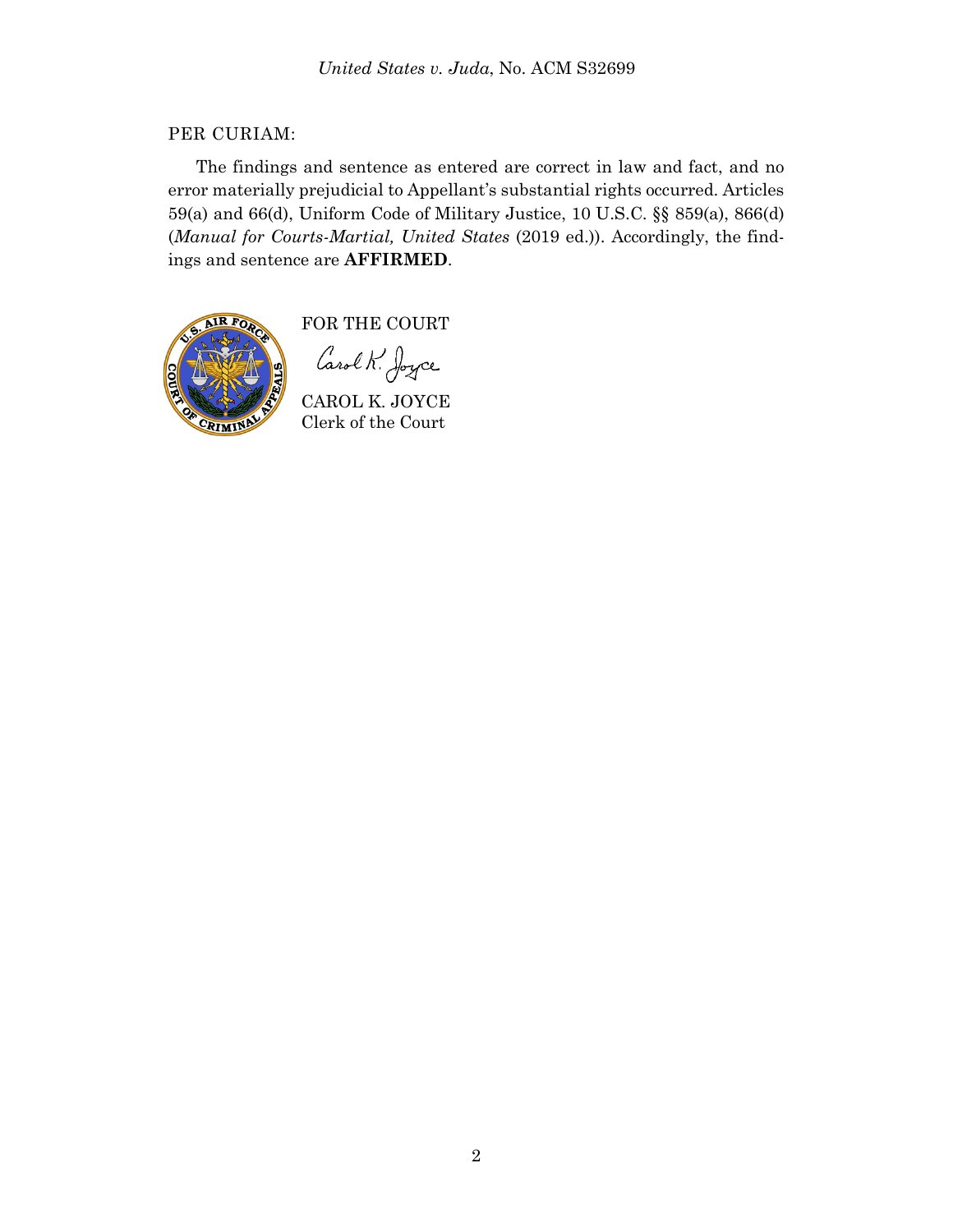PER CURIAM:

The findings and sentence as entered are correct in law and fact, and no error materially prejudicial to Appellant's substantial rights occurred. Articles 59(a) and 66(d), Uniform Code of Military Justice, 10 U.S.C. §§ 859(a), 866(d) (*Manual for Courts-Martial, United States* (2019 ed.)). Accordingly, the findings and sentence are **AFFIRMED**.

FOR THE COURT

CAROL K. JOYCE
Clerk of the Court